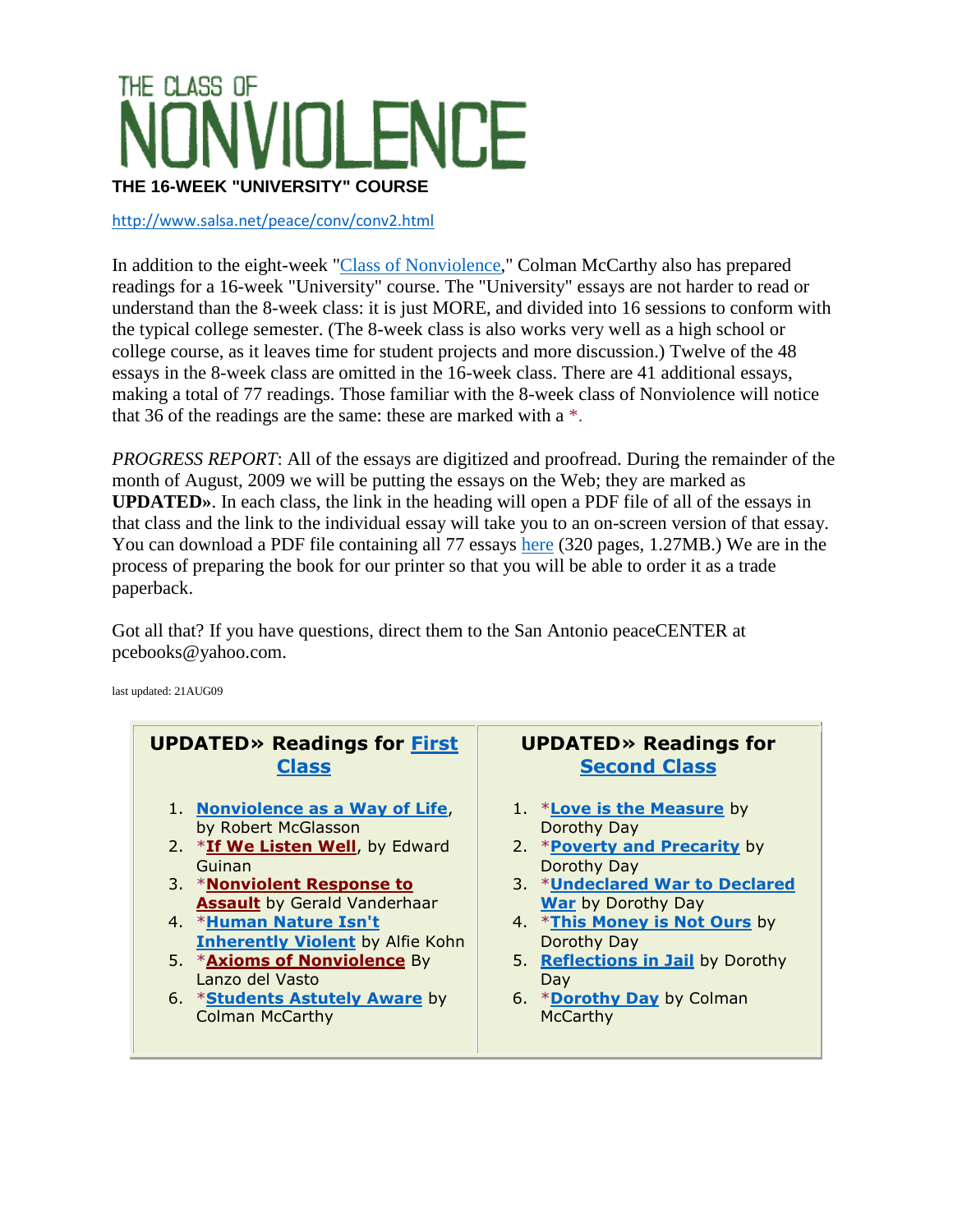# THE CLASS OF NONVIOLENCE

**THE 16-WEEK "UNIVERSITY" COURSE**

http://www.salsa.net/peace/conv/conv2.html

In addition to the eight-week "Class of Nonviolence," Colman McCarthy also has prepared readings for a 16-week "University" course. The "University" essays are not harder to read or understand than the 8-week class: it is just MORE, and divided into 16 sessions to conform with the typical college semester. (The 8-week class is also works very well as a high school or college course, as it leaves time for student projects and more discussion.) Twelve of the 48 essays in the 8-week class are omitted in the 16-week class. There are 41 additional essays, making a total of 77 readings. Those familiar with the 8-week class of Nonviolence will notice that 36 of the readings are the same: these are marked with a *.

*PROGRESS REPORT*: All of the essays are digitized and proofread. During the remainder of the month of August, 2009 we will be putting the essays on the Web; they are marked as **UPDATED»**. In each class, the link in the heading will open a PDF file of all of the essays in that class and the link to the individual essay will take you to an on-screen version of that essay. You can download a PDF file containing all 77 essays here (320 pages, 1.27MB.) We are in the process of preparing the book for our printer so that you will be able to order it as a trade paperback.

Got all that? If you have questions, direct them to the San Antonio peaceCENTER at pcebooks@yahoo.com.

last updated: 21AUG09

### UPDATED» Readings for First Class

1. **Nonviolence as a Way of Life**, by Robert McGlasson
2. ***If We Listen Well**, by Edward Guinan
3. ***Nonviolent Response to Assault** by Gerald Vanderhaar
4. ***Human Nature Isn't Inherently Violent** by Alfie Kohn
5. ***Axioms of Nonviolence** By Lanzo del Vasto
6. ***Students Astutely Aware** by Colman McCarthy

### UPDATED» Readings for Second Class

1. ***Love is the Measure** by Dorothy Day
2. ***Poverty and Precarity** by Dorothy Day
3. ***Undeclared War to Declared War** by Dorothy Day
4. ***This Money is Not Ours** by Dorothy Day
5. **Reflections in Jail** by Dorothy Day
6. ***Dorothy Day** by Colman McCarthy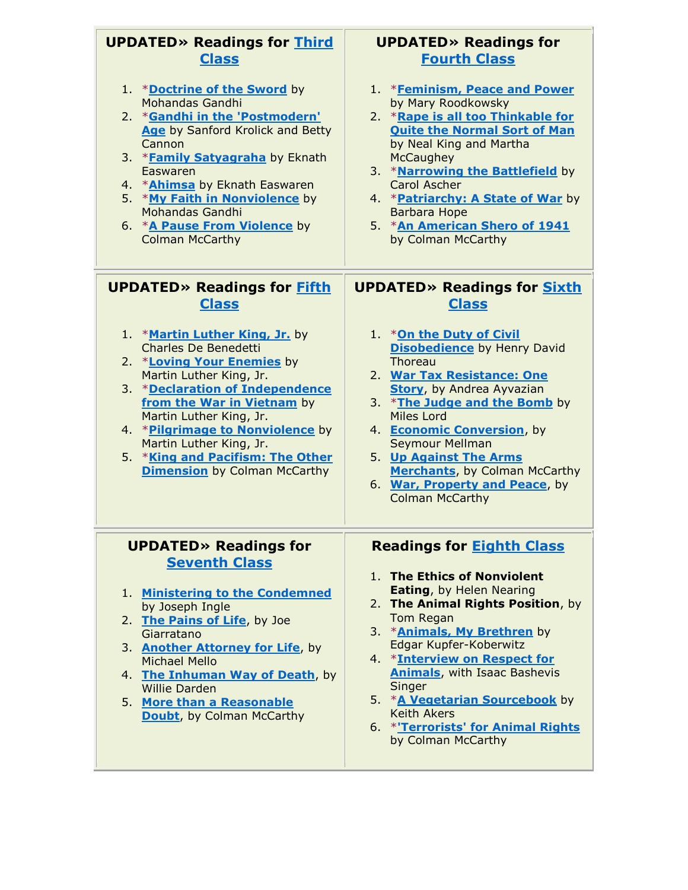## UPDATED» Readings for Third Class

1. *Doctrine of the Sword by Mohandas Gandhi
2. *Gandhi in the 'Postmodern' Age by Sanford Krolick and Betty Cannon
3. *Family Satyagraha by Eknath Easwaren
4. *Ahimsa by Eknath Easwaren
5. *My Faith in Nonviolence by Mohandas Gandhi
6. *A Pause From Violence by Colman McCarthy

## UPDATED» Readings for Fourth Class

1. *Feminism, Peace and Power by Mary Roodkowsky
2. *Rape is all too Thinkable for Quite the Normal Sort of Man by Neal King and Martha McCaughey
3. *Narrowing the Battlefield by Carol Ascher
4. *Patriarchy: A State of War by Barbara Hope
5. *An American Shero of 1941 by Colman McCarthy

## UPDATED» Readings for Fifth Class

1. *Martin Luther King, Jr. by Charles De Benedetti
2. *Loving Your Enemies by Martin Luther King, Jr.
3. *Declaration of Independence from the War in Vietnam by Martin Luther King, Jr.
4. *Pilgrimage to Nonviolence by Martin Luther King, Jr.
5. *King and Pacifism: The Other Dimension by Colman McCarthy

## UPDATED» Readings for Sixth Class

1. *On the Duty of Civil Disobedience by Henry David Thoreau
2. War Tax Resistance: One Story, by Andrea Ayvazian
3. *The Judge and the Bomb by Miles Lord
4. Economic Conversion, by Seymour Mellman
5. Up Against The Arms Merchants, by Colman McCarthy
6. War, Property and Peace, by Colman McCarthy

## UPDATED» Readings for Seventh Class

1. Ministering to the Condemned by Joseph Ingle
2. The Pains of Life, by Joe Giarratano
3. Another Attorney for Life, by Michael Mello
4. The Inhuman Way of Death, by Willie Darden
5. More than a Reasonable Doubt, by Colman McCarthy

## Readings for Eighth Class

1. **The Ethics of Nonviolent Eating**, by Helen Nearing
2. **The Animal Rights Position**, by Tom Regan
3. *Animals, My Brethren by Edgar Kupfer-Koberwitz
4. *Interview on Respect for Animals, with Isaac Bashevis Singer
5. *A Vegetarian Sourcebook by Keith Akers
6. *'Terrorists' for Animal Rights by Colman McCarthy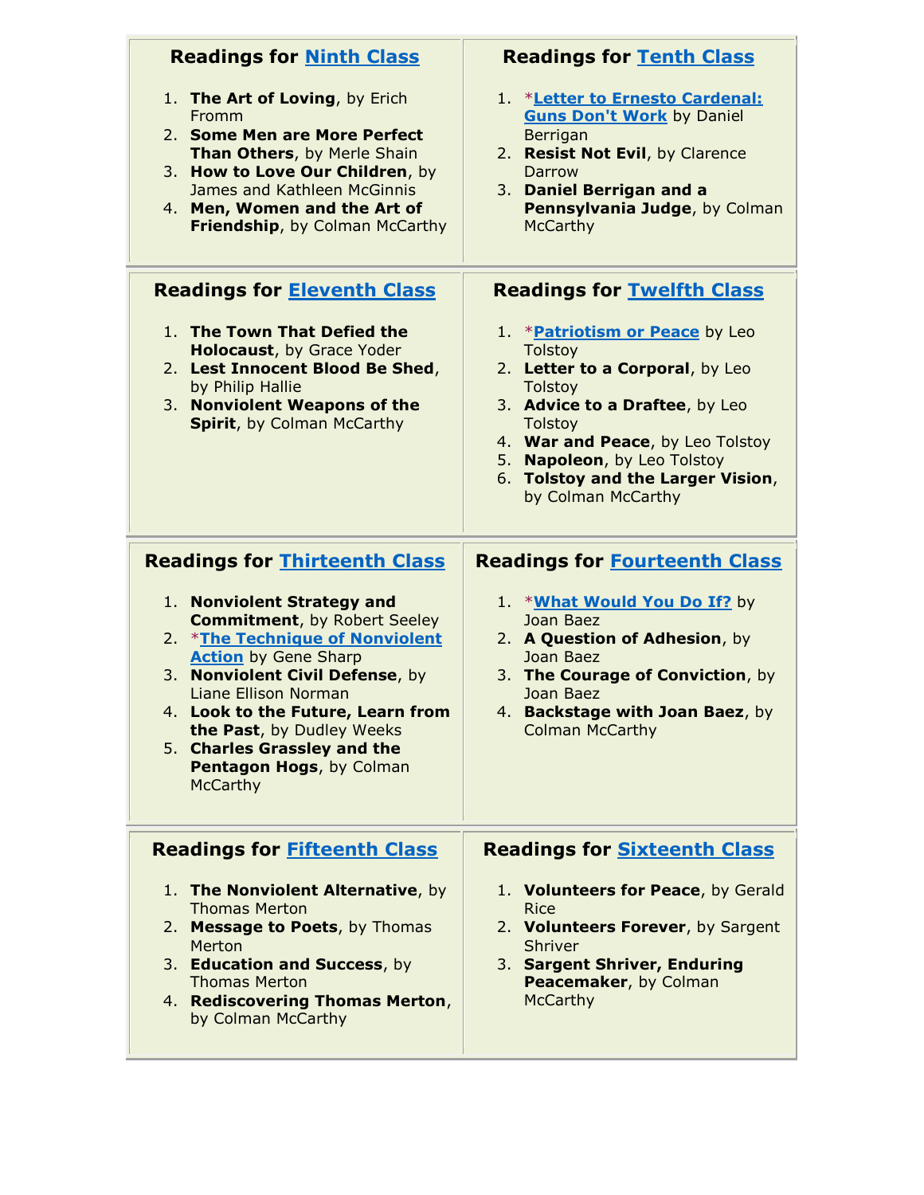### Readings for [Ninth Class]()

1. **The Art of Loving**, by Erich Fromm
2. **Some Men are More Perfect Than Others**, by Merle Shain
3. **How to Love Our Children**, by James and Kathleen McGinnis
4. **Men, Women and the Art of Friendship**, by Colman McCarthy

### Readings for [Tenth Class]()

1. *[**Letter to Ernesto Cardenal: Guns Don't Work**]() by Daniel Berrigan
2. **Resist Not Evil**, by Clarence Darrow
3. **Daniel Berrigan and a Pennsylvania Judge**, by Colman McCarthy

### Readings for [Eleventh Class]()

1. **The Town That Defied the Holocaust**, by Grace Yoder
2. **Lest Innocent Blood Be Shed**, by Philip Hallie
3. **Nonviolent Weapons of the Spirit**, by Colman McCarthy

### Readings for [Twelfth Class]()

1. *[**Patriotism or Peace**]() by Leo Tolstoy
2. **Letter to a Corporal**, by Leo Tolstoy
3. **Advice to a Draftee**, by Leo Tolstoy
4. **War and Peace**, by Leo Tolstoy
5. **Napoleon**, by Leo Tolstoy
6. **Tolstoy and the Larger Vision**, by Colman McCarthy

### Readings for [Thirteenth Class]()

1. **Nonviolent Strategy and Commitment**, by Robert Seeley
2. *[**The Technique of Nonviolent Action**]() by Gene Sharp
3. **Nonviolent Civil Defense**, by Liane Ellison Norman
4. **Look to the Future, Learn from the Past**, by Dudley Weeks
5. **Charles Grassley and the Pentagon Hogs**, by Colman McCarthy

### Readings for [Fourteenth Class]()

1. *[**What Would You Do If?**]() by Joan Baez
2. **A Question of Adhesion**, by Joan Baez
3. **The Courage of Conviction**, by Joan Baez
4. **Backstage with Joan Baez**, by Colman McCarthy

### Readings for [Fifteenth Class]()

1. **The Nonviolent Alternative**, by Thomas Merton
2. **Message to Poets**, by Thomas Merton
3. **Education and Success**, by Thomas Merton
4. **Rediscovering Thomas Merton**, by Colman McCarthy

### Readings for [Sixteenth Class]()

1. **Volunteers for Peace**, by Gerald Rice
2. **Volunteers Forever**, by Sargent Shriver
3. **Sargent Shriver, Enduring Peacemaker**, by Colman McCarthy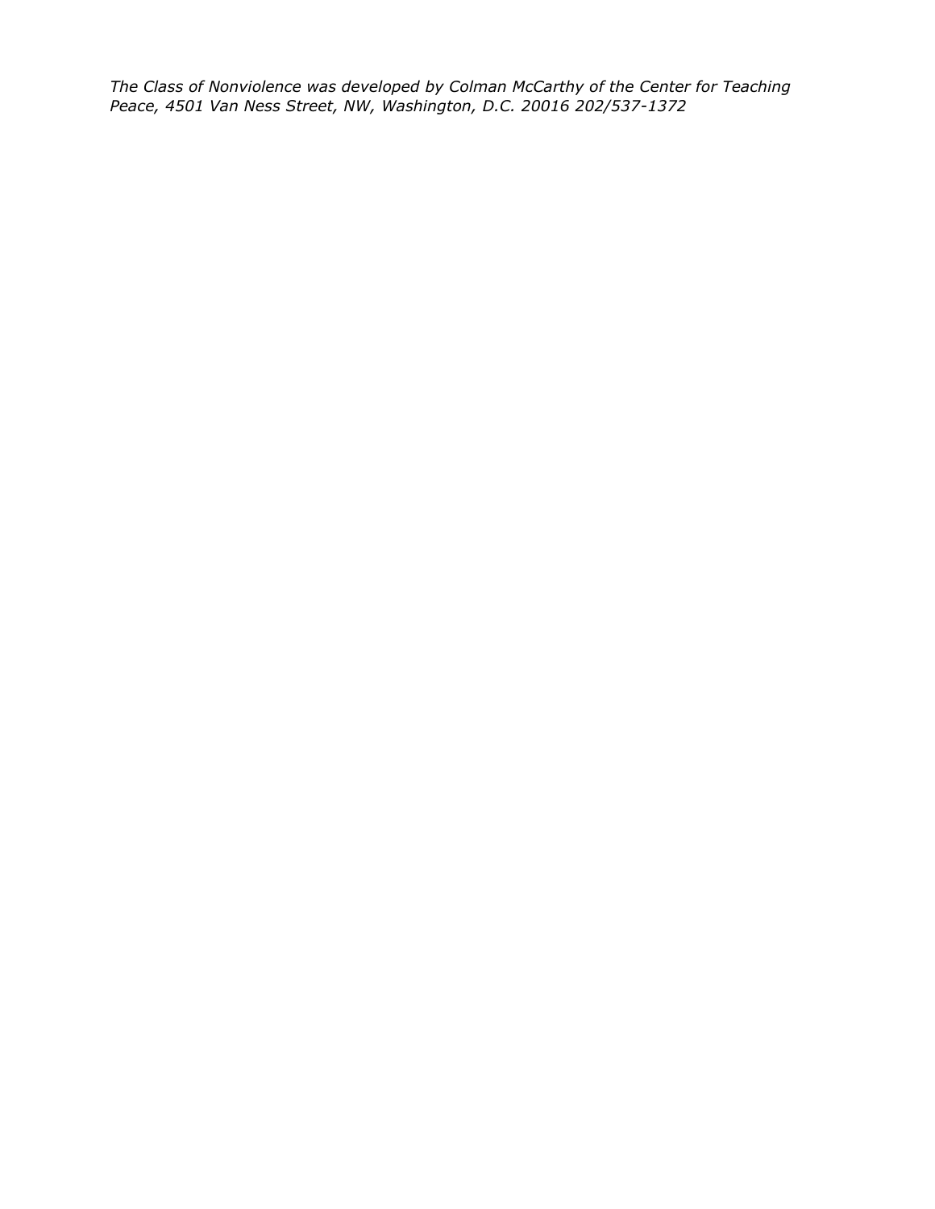*The Class of Nonviolence was developed by Colman McCarthy of the Center for Teaching Peace, 4501 Van Ness Street, NW, Washington, D.C. 20016 202/537-1372*